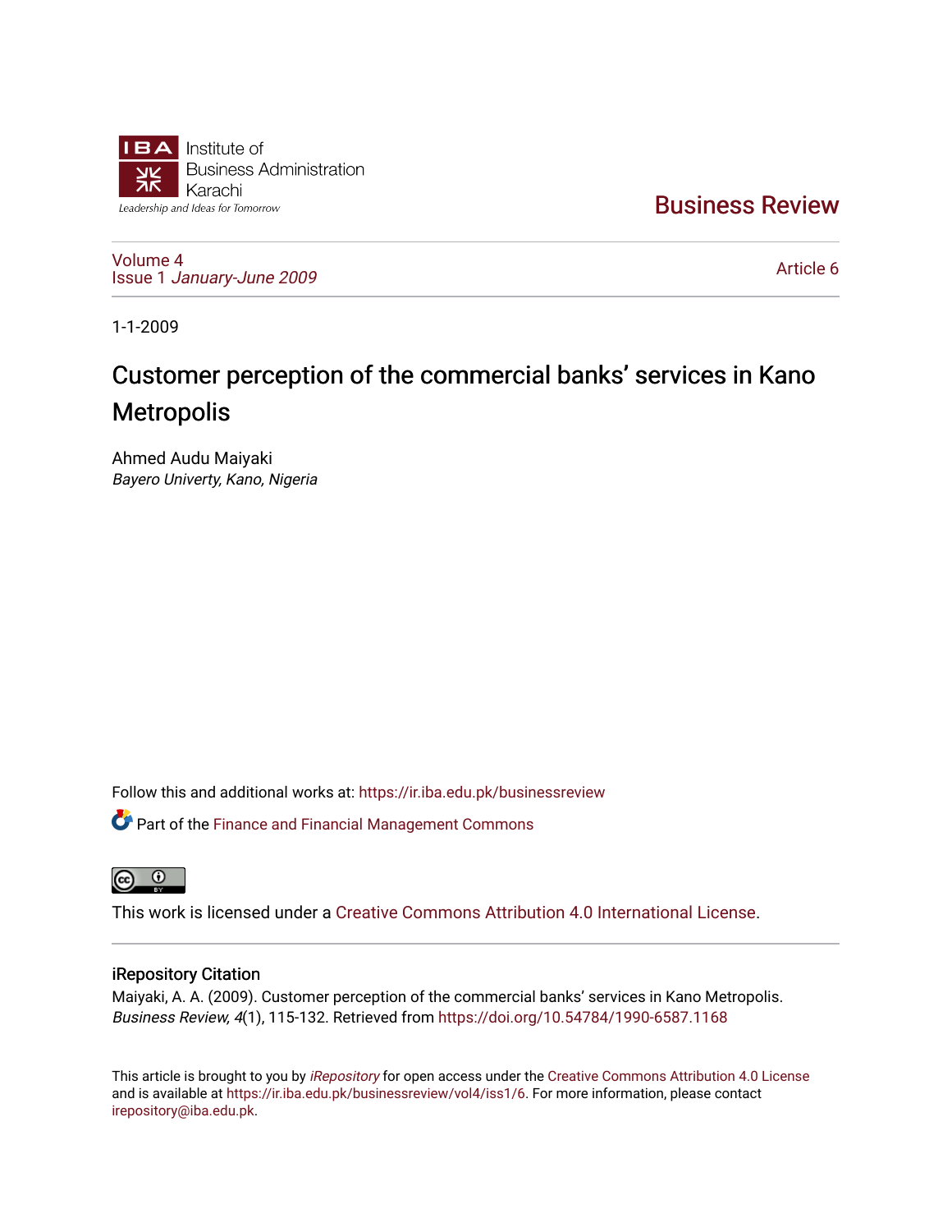Institute of Business Administration Karachi

Leadership and Ideas for Tomorrow

# Business Review

Volume 4
Issue 1 *January-June 2009*

Article 6

1-1-2009

# Customer perception of the commercial banks' services in Kano Metropolis

Ahmed Audu Maiyaki
*Bayero Univerty, Kano, Nigeria*

Follow this and additional works at: https://ir.iba.edu.pk/businessreview

Part of the Finance and Financial Management Commons

This work is licensed under a Creative Commons Attribution 4.0 International License.

## iRepository Citation

Maiyaki, A. A. (2009). Customer perception of the commercial banks' services in Kano Metropolis. *Business Review, 4*(1), 115-132. Retrieved from https://doi.org/10.54784/1990-6587.1168

This article is brought to you by *iRepository* for open access under the Creative Commons Attribution 4.0 License and is available at https://ir.iba.edu.pk/businessreview/vol4/iss1/6. For more information, please contact irepository@iba.edu.pk.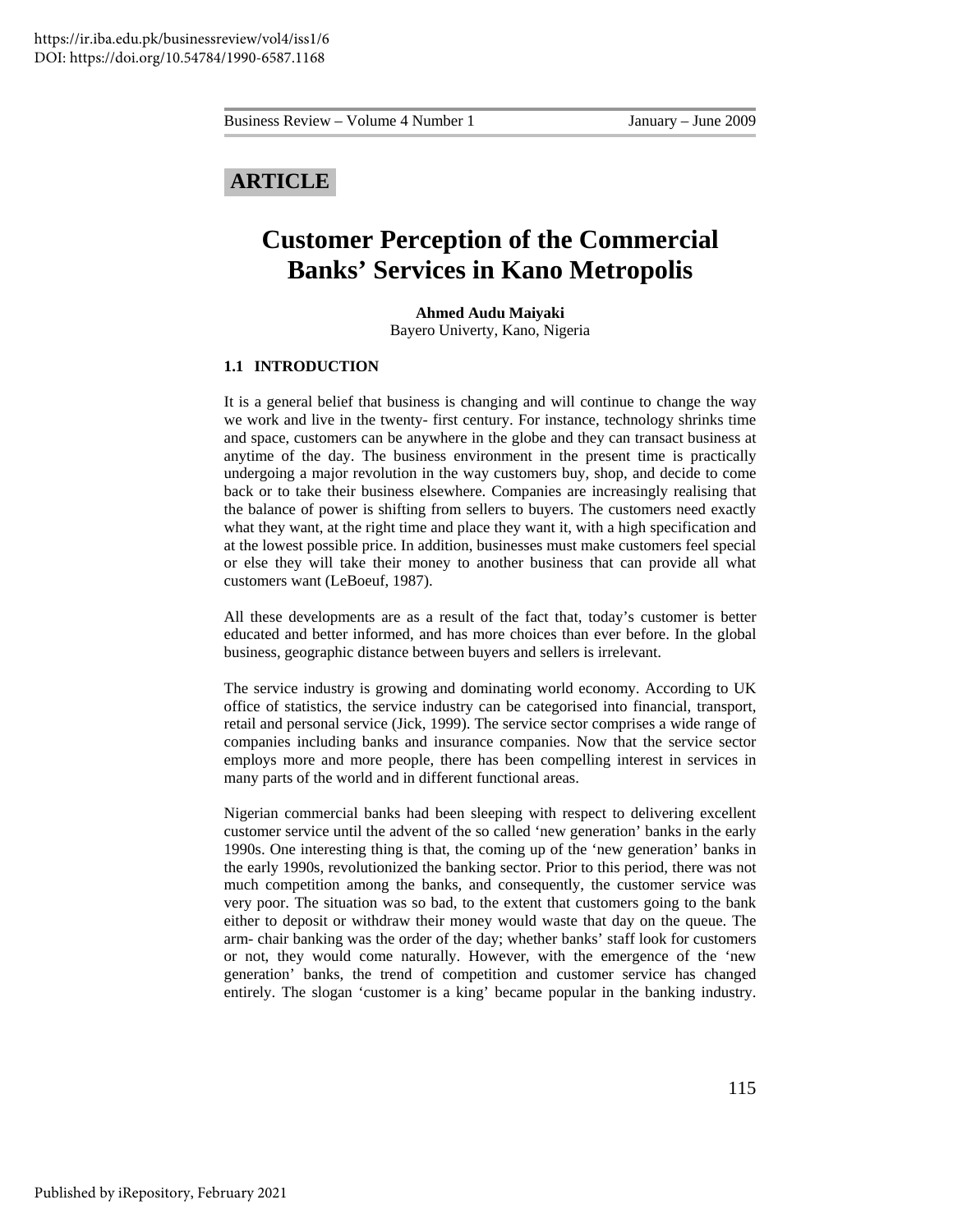ARTICLE

# Customer Perception of the Commercial Banks' Services in Kano Metropolis

**Ahmed Audu Maiyaki**
Bayero Univerty, Kano, Nigeria

## 1.1 INTRODUCTION

It is a general belief that business is changing and will continue to change the way we work and live in the twenty- first century. For instance, technology shrinks time and space, customers can be anywhere in the globe and they can transact business at anytime of the day. The business environment in the present time is practically undergoing a major revolution in the way customers buy, shop, and decide to come back or to take their business elsewhere. Companies are increasingly realising that the balance of power is shifting from sellers to buyers. The customers need exactly what they want, at the right time and place they want it, with a high specification and at the lowest possible price. In addition, businesses must make customers feel special or else they will take their money to another business that can provide all what customers want (LeBoeuf, 1987).

All these developments are as a result of the fact that, today's customer is better educated and better informed, and has more choices than ever before. In the global business, geographic distance between buyers and sellers is irrelevant.

The service industry is growing and dominating world economy. According to UK office of statistics, the service industry can be categorised into financial, transport, retail and personal service (Jick, 1999). The service sector comprises a wide range of companies including banks and insurance companies. Now that the service sector employs more and more people, there has been compelling interest in services in many parts of the world and in different functional areas.

Nigerian commercial banks had been sleeping with respect to delivering excellent customer service until the advent of the so called 'new generation' banks in the early 1990s. One interesting thing is that, the coming up of the 'new generation' banks in the early 1990s, revolutionized the banking sector. Prior to this period, there was not much competition among the banks, and consequently, the customer service was very poor. The situation was so bad, to the extent that customers going to the bank either to deposit or withdraw their money would waste that day on the queue. The arm- chair banking was the order of the day; whether banks' staff look for customers or not, they would come naturally. However, with the emergence of the 'new generation' banks, the trend of competition and customer service has changed entirely. The slogan 'customer is a king' became popular in the banking industry.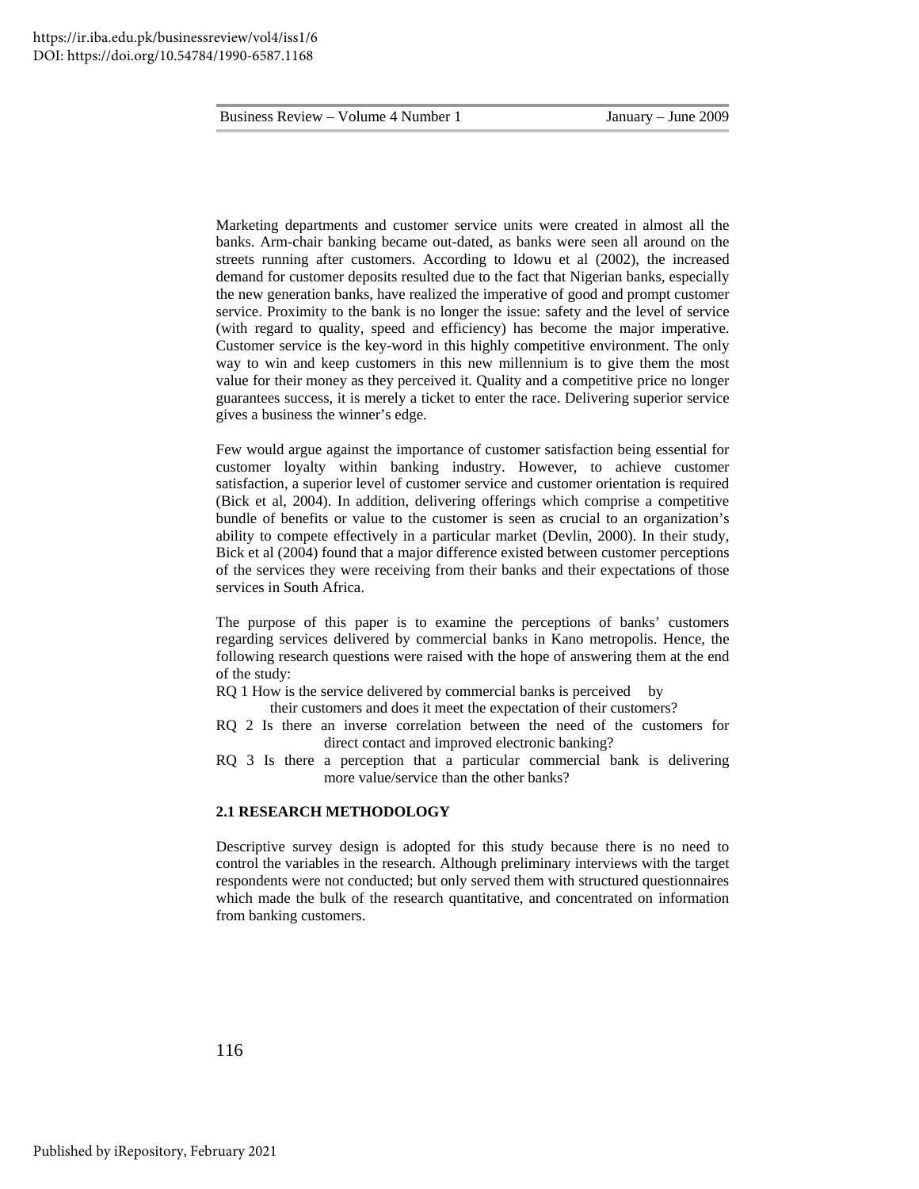Marketing departments and customer service units were created in almost all the banks. Arm-chair banking became out-dated, as banks were seen all around on the streets running after customers. According to Idowu et al (2002), the increased demand for customer deposits resulted due to the fact that Nigerian banks, especially the new generation banks, have realized the imperative of good and prompt customer service. Proximity to the bank is no longer the issue: safety and the level of service (with regard to quality, speed and efficiency) has become the major imperative. Customer service is the key-word in this highly competitive environment. The only way to win and keep customers in this new millennium is to give them the most value for their money as they perceived it. Quality and a competitive price no longer guarantees success, it is merely a ticket to enter the race. Delivering superior service gives a business the winner's edge.

Few would argue against the importance of customer satisfaction being essential for customer loyalty within banking industry. However, to achieve customer satisfaction, a superior level of customer service and customer orientation is required (Bick et al, 2004). In addition, delivering offerings which comprise a competitive bundle of benefits or value to the customer is seen as crucial to an organization's ability to compete effectively in a particular market (Devlin, 2000). In their study, Bick et al (2004) found that a major difference existed between customer perceptions of the services they were receiving from their banks and their expectations of those services in South Africa.

The purpose of this paper is to examine the perceptions of banks' customers regarding services delivered by commercial banks in Kano metropolis. Hence, the following research questions were raised with the hope of answering them at the end of the study:

RQ 1 How is the service delivered by commercial banks is perceived by their customers and does it meet the expectation of their customers?

RQ 2 Is there an inverse correlation between the need of the customers for direct contact and improved electronic banking?

RQ 3 Is there a perception that a particular commercial bank is delivering more value/service than the other banks?

## 2.1 RESEARCH METHODOLOGY

Descriptive survey design is adopted for this study because there is no need to control the variables in the research. Although preliminary interviews with the target respondents were not conducted; but only served them with structured questionnaires which made the bulk of the research quantitative, and concentrated on information from banking customers.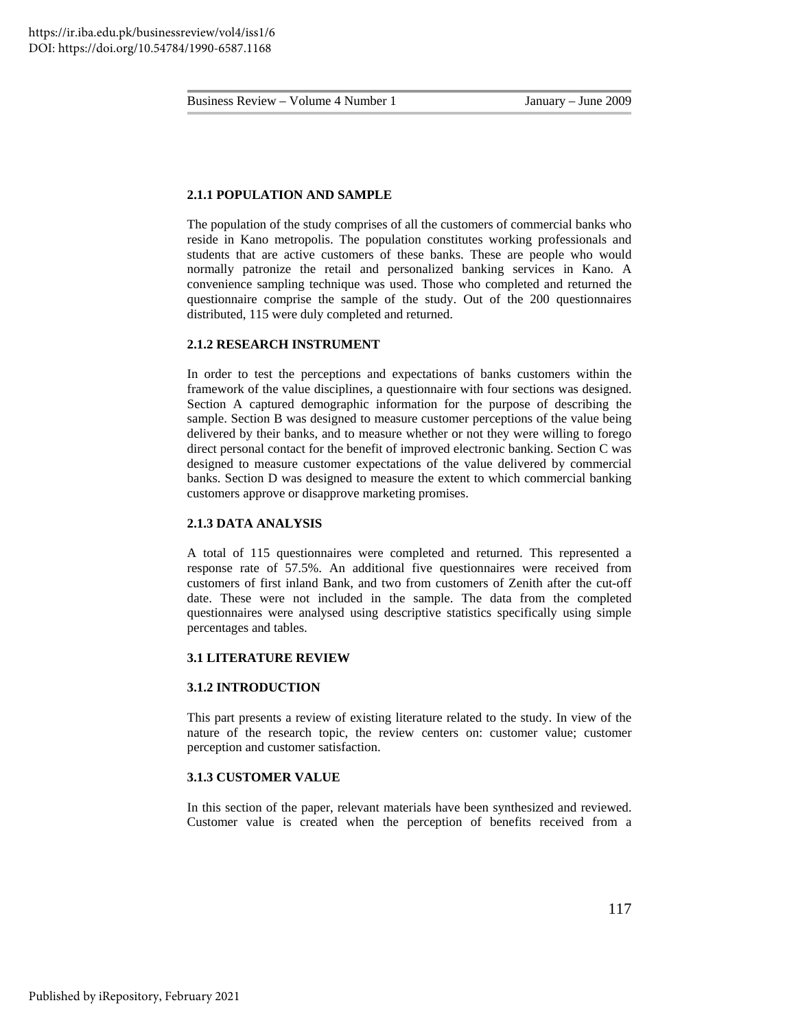### 2.1.1 POPULATION AND SAMPLE

The population of the study comprises of all the customers of commercial banks who reside in Kano metropolis. The population constitutes working professionals and students that are active customers of these banks. These are people who would normally patronize the retail and personalized banking services in Kano. A convenience sampling technique was used. Those who completed and returned the questionnaire comprise the sample of the study. Out of the 200 questionnaires distributed, 115 were duly completed and returned.

### 2.1.2 RESEARCH INSTRUMENT

In order to test the perceptions and expectations of banks customers within the framework of the value disciplines, a questionnaire with four sections was designed. Section A captured demographic information for the purpose of describing the sample. Section B was designed to measure customer perceptions of the value being delivered by their banks, and to measure whether or not they were willing to forego direct personal contact for the benefit of improved electronic banking. Section C was designed to measure customer expectations of the value delivered by commercial banks. Section D was designed to measure the extent to which commercial banking customers approve or disapprove marketing promises.

### 2.1.3 DATA ANALYSIS

A total of 115 questionnaires were completed and returned. This represented a response rate of 57.5%. An additional five questionnaires were received from customers of first inland Bank, and two from customers of Zenith after the cut-off date. These were not included in the sample. The data from the completed questionnaires were analysed using descriptive statistics specifically using simple percentages and tables.

## 3.1 LITERATURE REVIEW

### 3.1.2 INTRODUCTION

This part presents a review of existing literature related to the study. In view of the nature of the research topic, the review centers on: customer value; customer perception and customer satisfaction.

### 3.1.3 CUSTOMER VALUE

In this section of the paper, relevant materials have been synthesized and reviewed. Customer value is created when the perception of benefits received from a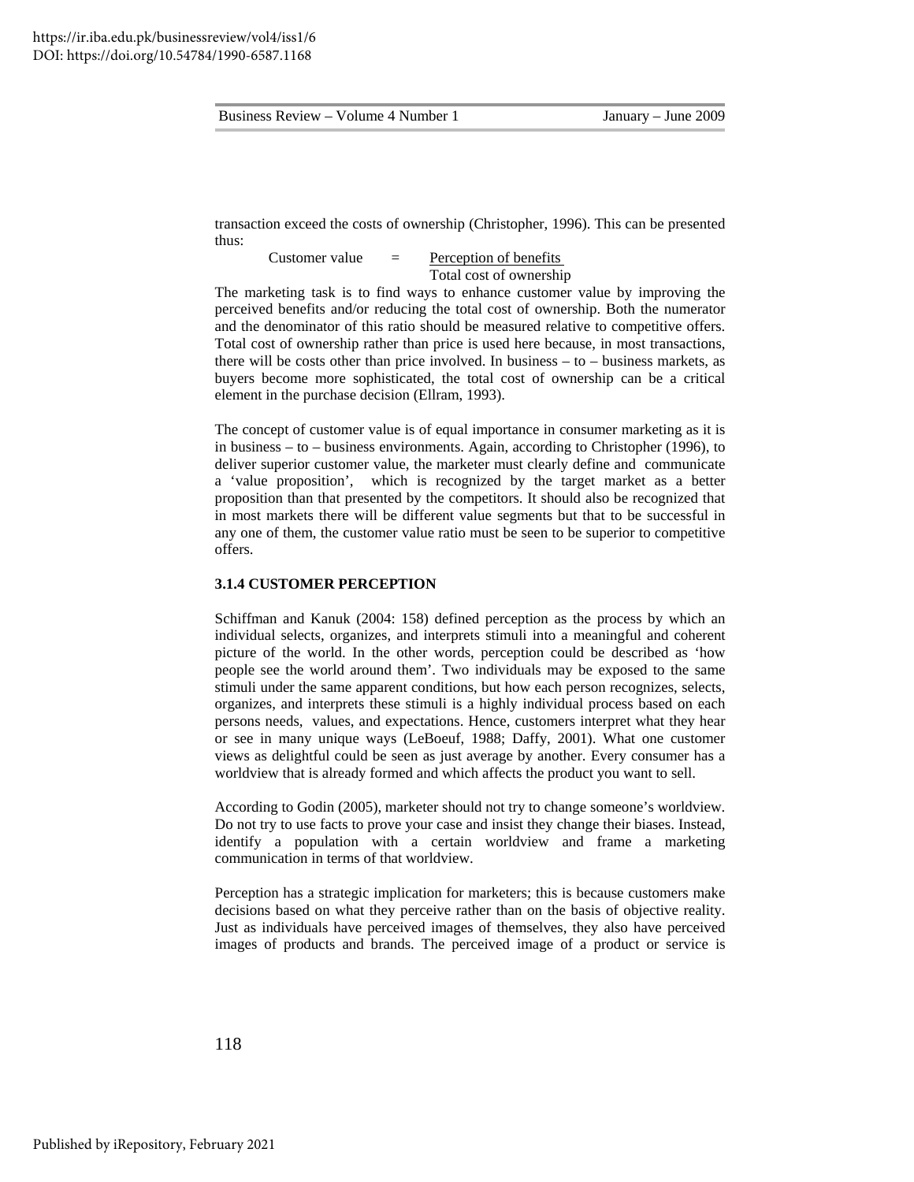transaction exceed the costs of ownership (Christopher, 1996). This can be presented thus:

$$\text{Customer value} = \frac{\text{Perception of benefits}}{\text{Total cost of ownership}}$$

The marketing task is to find ways to enhance customer value by improving the perceived benefits and/or reducing the total cost of ownership. Both the numerator and the denominator of this ratio should be measured relative to competitive offers. Total cost of ownership rather than price is used here because, in most transactions, there will be costs other than price involved. In business – to – business markets, as buyers become more sophisticated, the total cost of ownership can be a critical element in the purchase decision (Ellram, 1993).

The concept of customer value is of equal importance in consumer marketing as it is in business – to – business environments. Again, according to Christopher (1996), to deliver superior customer value, the marketer must clearly define and communicate a 'value proposition', which is recognized by the target market as a better proposition than that presented by the competitors. It should also be recognized that in most markets there will be different value segments but that to be successful in any one of them, the customer value ratio must be seen to be superior to competitive offers.

### 3.1.4 CUSTOMER PERCEPTION

Schiffman and Kanuk (2004: 158) defined perception as the process by which an individual selects, organizes, and interprets stimuli into a meaningful and coherent picture of the world. In the other words, perception could be described as 'how people see the world around them'. Two individuals may be exposed to the same stimuli under the same apparent conditions, but how each person recognizes, selects, organizes, and interprets these stimuli is a highly individual process based on each persons needs, values, and expectations. Hence, customers interpret what they hear or see in many unique ways (LeBoeuf, 1988; Daffy, 2001). What one customer views as delightful could be seen as just average by another. Every consumer has a worldview that is already formed and which affects the product you want to sell.

According to Godin (2005), marketer should not try to change someone's worldview. Do not try to use facts to prove your case and insist they change their biases. Instead, identify a population with a certain worldview and frame a marketing communication in terms of that worldview.

Perception has a strategic implication for marketers; this is because customers make decisions based on what they perceive rather than on the basis of objective reality. Just as individuals have perceived images of themselves, they also have perceived images of products and brands. The perceived image of a product or service is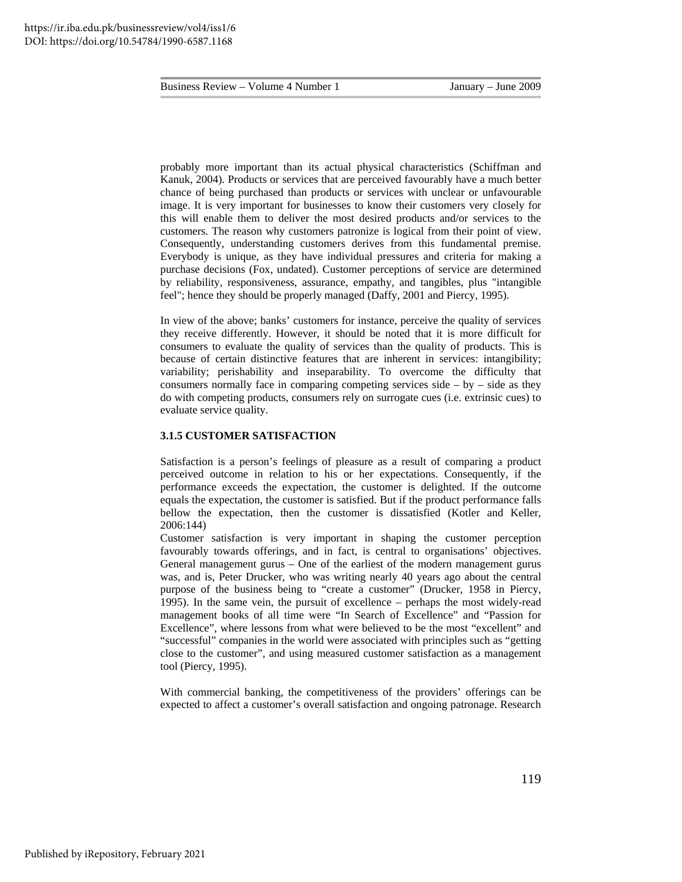probably more important than its actual physical characteristics (Schiffman and Kanuk, 2004). Products or services that are perceived favourably have a much better chance of being purchased than products or services with unclear or unfavourable image. It is very important for businesses to know their customers very closely for this will enable them to deliver the most desired products and/or services to the customers. The reason why customers patronize is logical from their point of view. Consequently, understanding customers derives from this fundamental premise. Everybody is unique, as they have individual pressures and criteria for making a purchase decisions (Fox, undated). Customer perceptions of service are determined by reliability, responsiveness, assurance, empathy, and tangibles, plus "intangible feel"; hence they should be properly managed (Daffy, 2001 and Piercy, 1995).

In view of the above; banks' customers for instance, perceive the quality of services they receive differently. However, it should be noted that it is more difficult for consumers to evaluate the quality of services than the quality of products. This is because of certain distinctive features that are inherent in services: intangibility; variability; perishability and inseparability. To overcome the difficulty that consumers normally face in comparing competing services side – by – side as they do with competing products, consumers rely on surrogate cues (i.e. extrinsic cues) to evaluate service quality.

### 3.1.5 CUSTOMER SATISFACTION

Satisfaction is a person's feelings of pleasure as a result of comparing a product perceived outcome in relation to his or her expectations. Consequently, if the performance exceeds the expectation, the customer is delighted. If the outcome equals the expectation, the customer is satisfied. But if the product performance falls bellow the expectation, then the customer is dissatisfied (Kotler and Keller, 2006:144)

Customer satisfaction is very important in shaping the customer perception favourably towards offerings, and in fact, is central to organisations' objectives. General management gurus – One of the earliest of the modern management gurus was, and is, Peter Drucker, who was writing nearly 40 years ago about the central purpose of the business being to "create a customer" (Drucker, 1958 in Piercy, 1995). In the same vein, the pursuit of excellence – perhaps the most widely-read management books of all time were "In Search of Excellence" and "Passion for Excellence", where lessons from what were believed to be the most "excellent" and "successful" companies in the world were associated with principles such as "getting close to the customer", and using measured customer satisfaction as a management tool (Piercy, 1995).

With commercial banking, the competitiveness of the providers' offerings can be expected to affect a customer's overall satisfaction and ongoing patronage. Research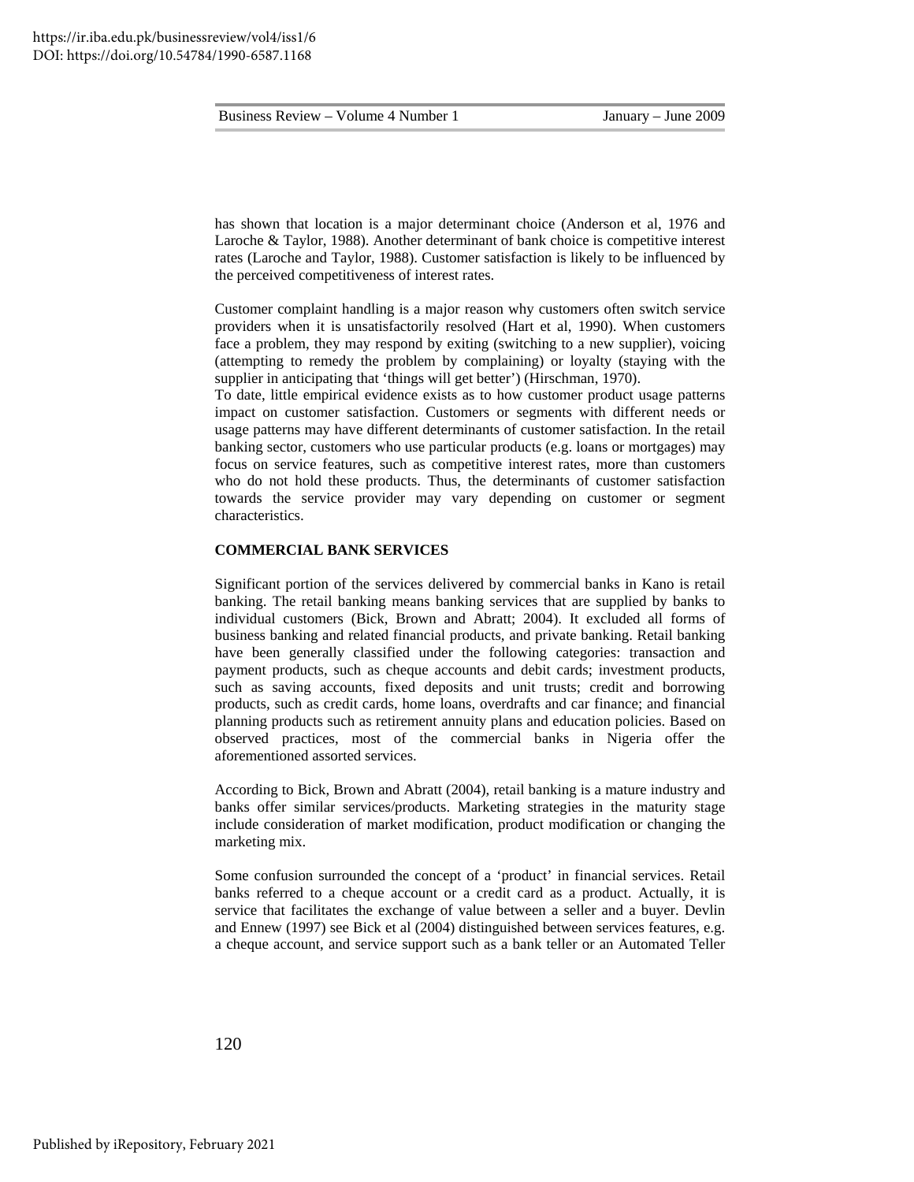has shown that location is a major determinant choice (Anderson et al, 1976 and Laroche & Taylor, 1988). Another determinant of bank choice is competitive interest rates (Laroche and Taylor, 1988). Customer satisfaction is likely to be influenced by the perceived competitiveness of interest rates.

Customer complaint handling is a major reason why customers often switch service providers when it is unsatisfactorily resolved (Hart et al, 1990). When customers face a problem, they may respond by exiting (switching to a new supplier), voicing (attempting to remedy the problem by complaining) or loyalty (staying with the supplier in anticipating that 'things will get better') (Hirschman, 1970).

To date, little empirical evidence exists as to how customer product usage patterns impact on customer satisfaction. Customers or segments with different needs or usage patterns may have different determinants of customer satisfaction. In the retail banking sector, customers who use particular products (e.g. loans or mortgages) may focus on service features, such as competitive interest rates, more than customers who do not hold these products. Thus, the determinants of customer satisfaction towards the service provider may vary depending on customer or segment characteristics.

## COMMERCIAL BANK SERVICES

Significant portion of the services delivered by commercial banks in Kano is retail banking. The retail banking means banking services that are supplied by banks to individual customers (Bick, Brown and Abratt; 2004). It excluded all forms of business banking and related financial products, and private banking. Retail banking have been generally classified under the following categories: transaction and payment products, such as cheque accounts and debit cards; investment products, such as saving accounts, fixed deposits and unit trusts; credit and borrowing products, such as credit cards, home loans, overdrafts and car finance; and financial planning products such as retirement annuity plans and education policies. Based on observed practices, most of the commercial banks in Nigeria offer the aforementioned assorted services.

According to Bick, Brown and Abratt (2004), retail banking is a mature industry and banks offer similar services/products. Marketing strategies in the maturity stage include consideration of market modification, product modification or changing the marketing mix.

Some confusion surrounded the concept of a 'product' in financial services. Retail banks referred to a cheque account or a credit card as a product. Actually, it is service that facilitates the exchange of value between a seller and a buyer. Devlin and Ennew (1997) see Bick et al (2004) distinguished between services features, e.g. a cheque account, and service support such as a bank teller or an Automated Teller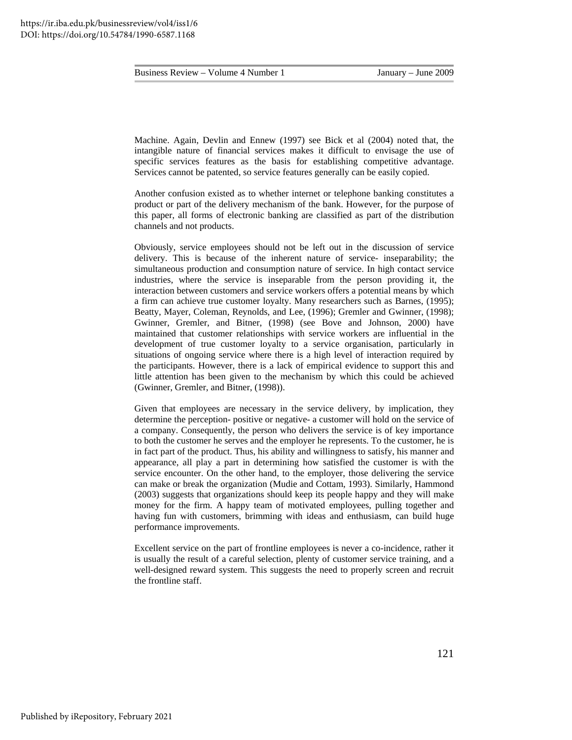Machine. Again, Devlin and Ennew (1997) see Bick et al (2004) noted that, the intangible nature of financial services makes it difficult to envisage the use of specific services features as the basis for establishing competitive advantage. Services cannot be patented, so service features generally can be easily copied.

Another confusion existed as to whether internet or telephone banking constitutes a product or part of the delivery mechanism of the bank. However, for the purpose of this paper, all forms of electronic banking are classified as part of the distribution channels and not products.

Obviously, service employees should not be left out in the discussion of service delivery. This is because of the inherent nature of service- inseparability; the simultaneous production and consumption nature of service. In high contact service industries, where the service is inseparable from the person providing it, the interaction between customers and service workers offers a potential means by which a firm can achieve true customer loyalty. Many researchers such as Barnes, (1995); Beatty, Mayer, Coleman, Reynolds, and Lee, (1996); Gremler and Gwinner, (1998); Gwinner, Gremler, and Bitner, (1998) (see Bove and Johnson, 2000) have maintained that customer relationships with service workers are influential in the development of true customer loyalty to a service organisation, particularly in situations of ongoing service where there is a high level of interaction required by the participants. However, there is a lack of empirical evidence to support this and little attention has been given to the mechanism by which this could be achieved (Gwinner, Gremler, and Bitner, (1998)).

Given that employees are necessary in the service delivery, by implication, they determine the perception- positive or negative- a customer will hold on the service of a company. Consequently, the person who delivers the service is of key importance to both the customer he serves and the employer he represents. To the customer, he is in fact part of the product. Thus, his ability and willingness to satisfy, his manner and appearance, all play a part in determining how satisfied the customer is with the service encounter. On the other hand, to the employer, those delivering the service can make or break the organization (Mudie and Cottam, 1993). Similarly, Hammond (2003) suggests that organizations should keep its people happy and they will make money for the firm. A happy team of motivated employees, pulling together and having fun with customers, brimming with ideas and enthusiasm, can build huge performance improvements.

Excellent service on the part of frontline employees is never a co-incidence, rather it is usually the result of a careful selection, plenty of customer service training, and a well-designed reward system. This suggests the need to properly screen and recruit the frontline staff.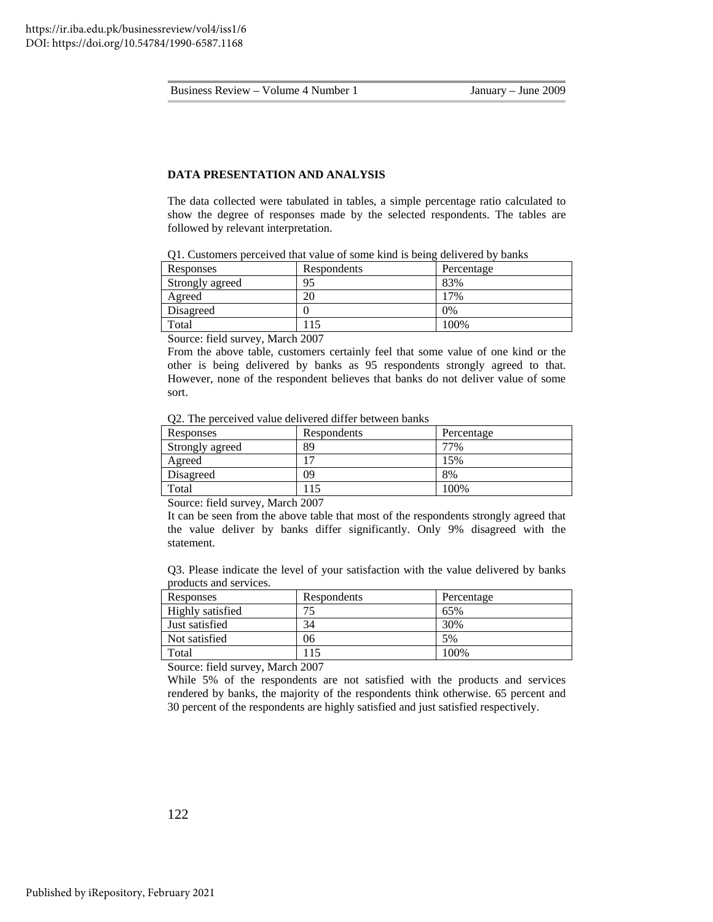## DATA PRESENTATION AND ANALYSIS

The data collected were tabulated in tables, a simple percentage ratio calculated to show the degree of responses made by the selected respondents. The tables are followed by relevant interpretation.

Q1. Customers perceived that value of some kind is being delivered by banks

| Responses | Respondents | Percentage |
|---|---|---|
| Strongly agreed | 95 | 83% |
| Agreed | 20 | 17% |
| Disagreed | 0 | 0% |
| Total | 115 | 100% |

Source: field survey, March 2007

From the above table, customers certainly feel that some value of one kind or the other is being delivered by banks as 95 respondents strongly agreed to that. However, none of the respondent believes that banks do not deliver value of some sort.

Q2. The perceived value delivered differ between banks

| Responses | Respondents | Percentage |
|---|---|---|
| Strongly agreed | 89 | 77% |
| Agreed | 17 | 15% |
| Disagreed | 09 | 8% |
| Total | 115 | 100% |

Source: field survey, March 2007

It can be seen from the above table that most of the respondents strongly agreed that the value deliver by banks differ significantly. Only 9% disagreed with the statement.

Q3. Please indicate the level of your satisfaction with the value delivered by banks products and services.

| Responses | Respondents | Percentage |
|---|---|---|
| Highly satisfied | 75 | 65% |
| Just satisfied | 34 | 30% |
| Not satisfied | 06 | 5% |
| Total | 115 | 100% |

Source: field survey, March 2007

While 5% of the respondents are not satisfied with the products and services rendered by banks, the majority of the respondents think otherwise. 65 percent and 30 percent of the respondents are highly satisfied and just satisfied respectively.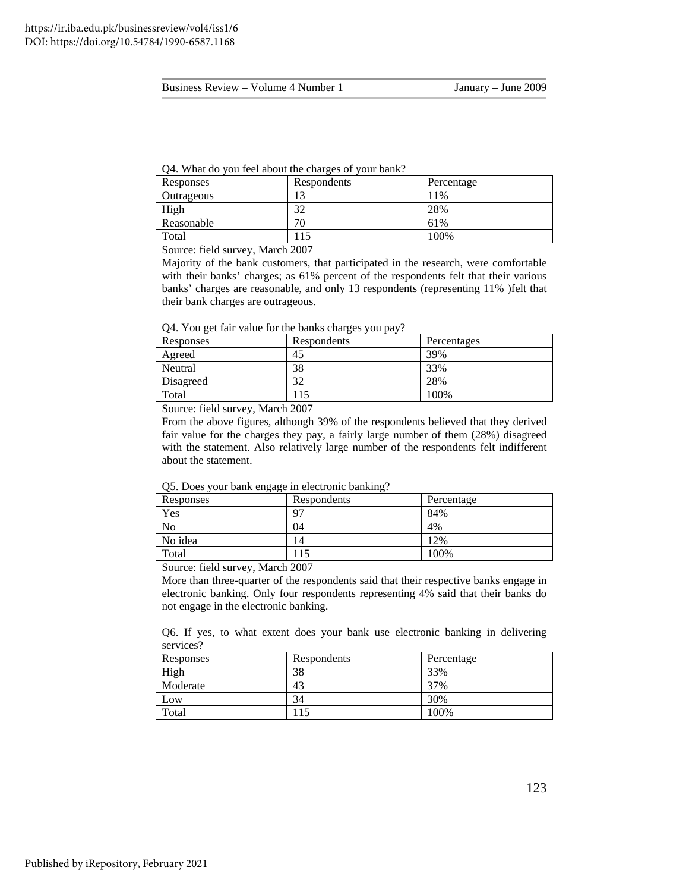Q4. What do you feel about the charges of your bank?

| Responses | Respondents | Percentage |
|---|---|---|
| Outrageous | 13 | 11% |
| High | 32 | 28% |
| Reasonable | 70 | 61% |
| Total | 115 | 100% |

Source: field survey, March 2007

Majority of the bank customers, that participated in the research, were comfortable with their banks' charges; as 61% percent of the respondents felt that their various banks' charges are reasonable, and only 13 respondents (representing 11% )felt that their bank charges are outrageous.

Q4. You get fair value for the banks charges you pay?

| Responses | Respondents | Percentages |
|---|---|---|
| Agreed | 45 | 39% |
| Neutral | 38 | 33% |
| Disagreed | 32 | 28% |
| Total | 115 | 100% |

Source: field survey, March 2007

From the above figures, although 39% of the respondents believed that they derived fair value for the charges they pay, a fairly large number of them (28%) disagreed with the statement. Also relatively large number of the respondents felt indifferent about the statement.

Q5. Does your bank engage in electronic banking?

| Responses | Respondents | Percentage |
|---|---|---|
| Yes | 97 | 84% |
| No | 04 | 4% |
| No idea | 14 | 12% |
| Total | 115 | 100% |

Source: field survey, March 2007

More than three-quarter of the respondents said that their respective banks engage in electronic banking. Only four respondents representing 4% said that their banks do not engage in the electronic banking.

Q6. If yes, to what extent does your bank use electronic banking in delivering services?

| Responses | Respondents | Percentage |
|---|---|---|
| High | 38 | 33% |
| Moderate | 43 | 37% |
| Low | 34 | 30% |
| Total | 115 | 100% |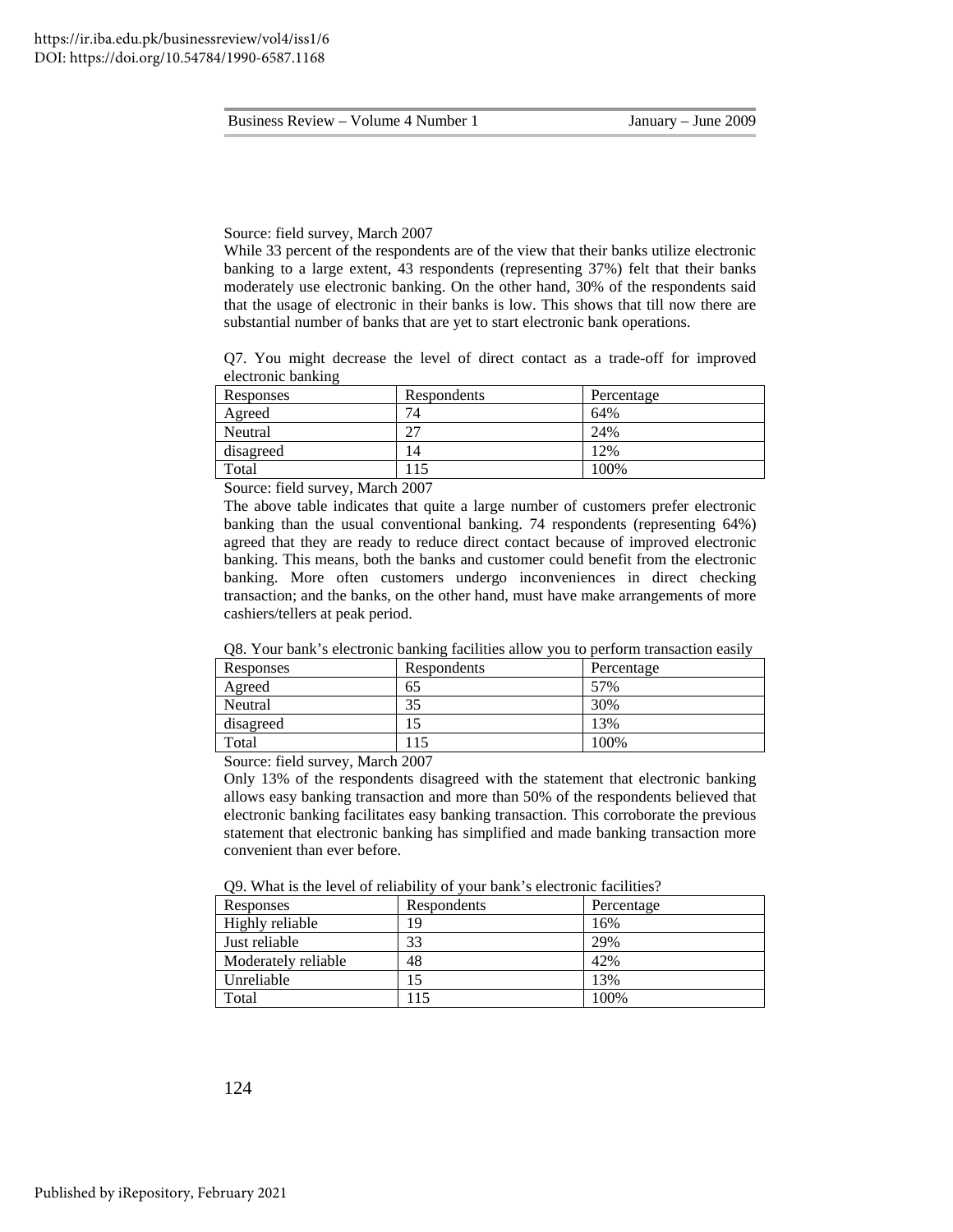Source: field survey, March 2007

While 33 percent of the respondents are of the view that their banks utilize electronic banking to a large extent, 43 respondents (representing 37%) felt that their banks moderately use electronic banking. On the other hand, 30% of the respondents said that the usage of electronic in their banks is low. This shows that till now there are substantial number of banks that are yet to start electronic bank operations.

Q7. You might decrease the level of direct contact as a trade-off for improved electronic banking

| Responses | Respondents | Percentage |
|---|---|---|
| Agreed | 74 | 64% |
| Neutral | 27 | 24% |
| disagreed | 14 | 12% |
| Total | 115 | 100% |

Source: field survey, March 2007

The above table indicates that quite a large number of customers prefer electronic banking than the usual conventional banking. 74 respondents (representing 64%) agreed that they are ready to reduce direct contact because of improved electronic banking. This means, both the banks and customer could benefit from the electronic banking. More often customers undergo inconveniences in direct checking transaction; and the banks, on the other hand, must have make arrangements of more cashiers/tellers at peak period.

Q8. Your bank's electronic banking facilities allow you to perform transaction easily

| Responses | Respondents | Percentage |
|---|---|---|
| Agreed | 65 | 57% |
| Neutral | 35 | 30% |
| disagreed | 15 | 13% |
| Total | 115 | 100% |

Source: field survey, March 2007

Only 13% of the respondents disagreed with the statement that electronic banking allows easy banking transaction and more than 50% of the respondents believed that electronic banking facilitates easy banking transaction. This corroborate the previous statement that electronic banking has simplified and made banking transaction more convenient than ever before.

Q9. What is the level of reliability of your bank's electronic facilities?

| Responses | Respondents | Percentage |
|---|---|---|
| Highly reliable | 19 | 16% |
| Just reliable | 33 | 29% |
| Moderately reliable | 48 | 42% |
| Unreliable | 15 | 13% |
| Total | 115 | 100% |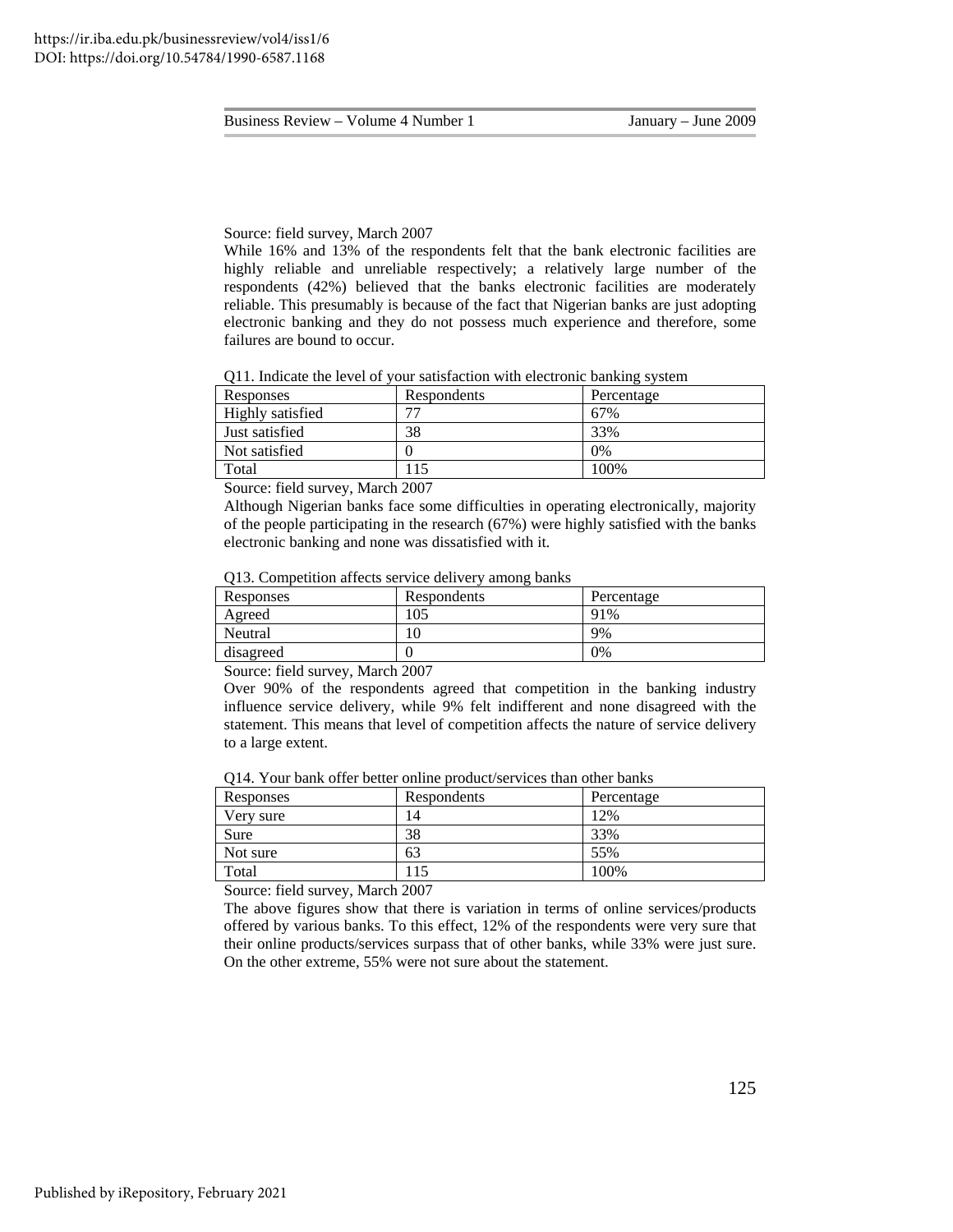Source: field survey, March 2007

While 16% and 13% of the respondents felt that the bank electronic facilities are highly reliable and unreliable respectively; a relatively large number of the respondents (42%) believed that the banks electronic facilities are moderately reliable. This presumably is because of the fact that Nigerian banks are just adopting electronic banking and they do not possess much experience and therefore, some failures are bound to occur.

Q11. Indicate the level of your satisfaction with electronic banking system

| Responses | Respondents | Percentage |
|---|---|---|
| Highly satisfied | 77 | 67% |
| Just satisfied | 38 | 33% |
| Not satisfied | 0 | 0% |
| Total | 115 | 100% |

Source: field survey, March 2007

Although Nigerian banks face some difficulties in operating electronically, majority of the people participating in the research (67%) were highly satisfied with the banks electronic banking and none was dissatisfied with it.

Q13. Competition affects service delivery among banks

| Responses | Respondents | Percentage |
|---|---|---|
| Agreed | 105 | 91% |
| Neutral | 10 | 9% |
| disagreed | 0 | 0% |

Source: field survey, March 2007

Over 90% of the respondents agreed that competition in the banking industry influence service delivery, while 9% felt indifferent and none disagreed with the statement. This means that level of competition affects the nature of service delivery to a large extent.

Q14. Your bank offer better online product/services than other banks

| Responses | Respondents | Percentage |
|---|---|---|
| Very sure | 14 | 12% |
| Sure | 38 | 33% |
| Not sure | 63 | 55% |
| Total | 115 | 100% |

Source: field survey, March 2007

The above figures show that there is variation in terms of online services/products offered by various banks. To this effect, 12% of the respondents were very sure that their online products/services surpass that of other banks, while 33% were just sure. On the other extreme, 55% were not sure about the statement.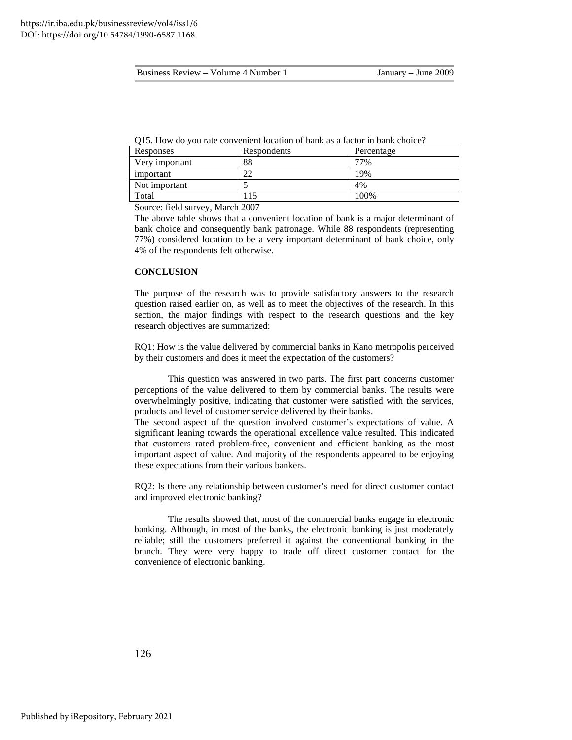Q15. How do you rate convenient location of bank as a factor in bank choice?

| Responses | Respondents | Percentage |
|---|---|---|
| Very important | 88 | 77% |
| important | 22 | 19% |
| Not important | 5 | 4% |
| Total | 115 | 100% |

Source: field survey, March 2007

The above table shows that a convenient location of bank is a major determinant of bank choice and consequently bank patronage. While 88 respondents (representing 77%) considered location to be a very important determinant of bank choice, only 4% of the respondents felt otherwise.

**CONCLUSION**

The purpose of the research was to provide satisfactory answers to the research question raised earlier on, as well as to meet the objectives of the research. In this section, the major findings with respect to the research questions and the key research objectives are summarized:

RQ1: How is the value delivered by commercial banks in Kano metropolis perceived by their customers and does it meet the expectation of the customers?

This question was answered in two parts. The first part concerns customer perceptions of the value delivered to them by commercial banks. The results were overwhelmingly positive, indicating that customer were satisfied with the services, products and level of customer service delivered by their banks.

The second aspect of the question involved customer's expectations of value. A significant leaning towards the operational excellence value resulted. This indicated that customers rated problem-free, convenient and efficient banking as the most important aspect of value. And majority of the respondents appeared to be enjoying these expectations from their various bankers.

RQ2: Is there any relationship between customer's need for direct customer contact and improved electronic banking?

The results showed that, most of the commercial banks engage in electronic banking. Although, in most of the banks, the electronic banking is just moderately reliable; still the customers preferred it against the conventional banking in the branch. They were very happy to trade off direct customer contact for the convenience of electronic banking.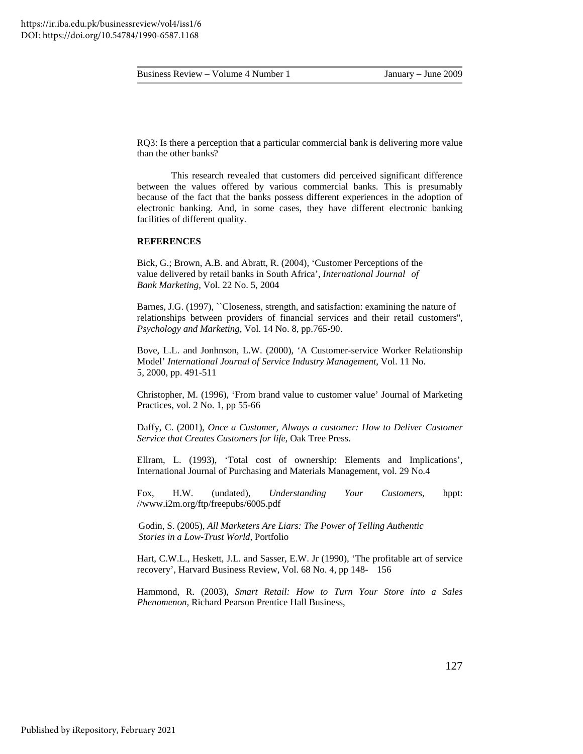RQ3: Is there a perception that a particular commercial bank is delivering more value than the other banks?

This research revealed that customers did perceived significant difference between the values offered by various commercial banks. This is presumably because of the fact that the banks possess different experiences in the adoption of electronic banking. And, in some cases, they have different electronic banking facilities of different quality.

**REFERENCES**

Bick, G.; Brown, A.B. and Abratt, R. (2004), 'Customer Perceptions of the value delivered by retail banks in South Africa', *International Journal of Bank Marketing*, Vol. 22 No. 5, 2004

Barnes, J.G. (1997), ``Closeness, strength, and satisfaction: examining the nature of relationships between providers of financial services and their retail customers'', *Psychology and Marketing*, Vol. 14 No. 8, pp.765-90.

Bove, L.L. and Jonhnson, L.W. (2000), 'A Customer-service Worker Relationship Model' *International Journal of Service Industry Management*, Vol. 11 No. 5, 2000, pp. 491-511

Christopher, M. (1996), 'From brand value to customer value' Journal of Marketing Practices, vol. 2 No. 1, pp 55-66

Daffy, C. (2001), *Once a Customer, Always a customer: How to Deliver Customer Service that Creates Customers for life*, Oak Tree Press.

Ellram, L. (1993), 'Total cost of ownership: Elements and Implications', International Journal of Purchasing and Materials Management, vol. 29 No.4

Fox, H.W. (undated), *Understanding Your Customers*, hppt: //www.i2m.org/ftp/freepubs/6005.pdf

Godin, S. (2005), *All Marketers Are Liars: The Power of Telling Authentic Stories in a Low-Trust World*, Portfolio

Hart, C.W.L., Heskett, J.L. and Sasser, E.W. Jr (1990), 'The profitable art of service recovery', Harvard Business Review, Vol. 68 No. 4, pp 148- 156

Hammond, R. (2003), *Smart Retail: How to Turn Your Store into a Sales Phenomenon*, Richard Pearson Prentice Hall Business,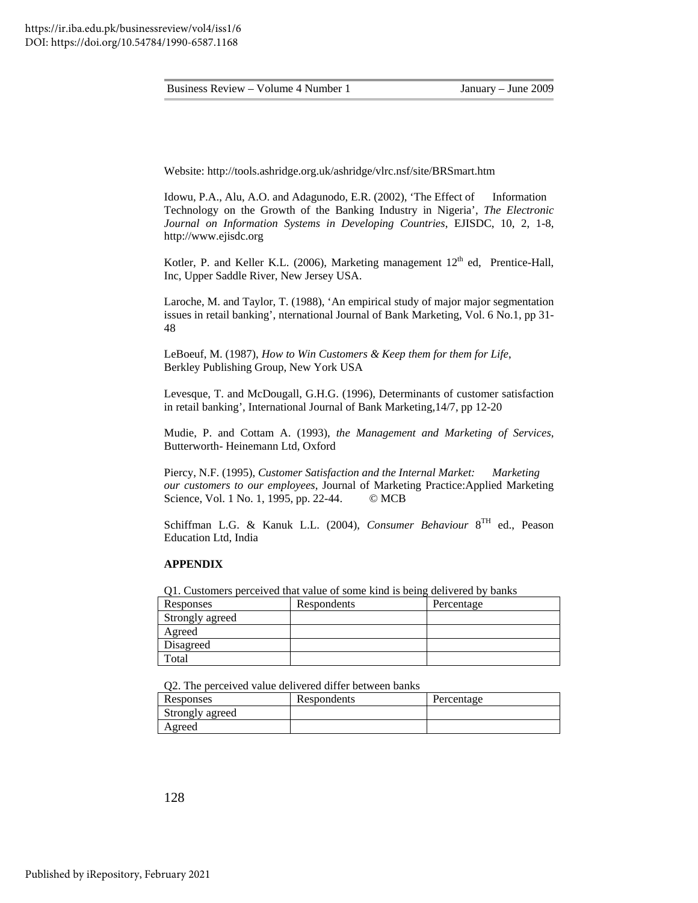Website: http://tools.ashridge.org.uk/ashridge/vlrc.nsf/site/BRSmart.htm

Idowu, P.A., Alu, A.O. and Adagunodo, E.R. (2002), 'The Effect of Information Technology on the Growth of the Banking Industry in Nigeria', *The Electronic Journal on Information Systems in Developing Countries*, EJISDC, 10, 2, 1-8, http://www.ejisdc.org

Kotler, P. and Keller K.L. (2006), Marketing management 12th ed, Prentice-Hall, Inc, Upper Saddle River, New Jersey USA.

Laroche, M. and Taylor, T. (1988), 'An empirical study of major major segmentation issues in retail banking', nternational Journal of Bank Marketing, Vol. 6 No.1, pp 31-48

LeBoeuf, M. (1987), *How to Win Customers & Keep them for them for Life*, Berkley Publishing Group, New York USA

Levesque, T. and McDougall, G.H.G. (1996), Determinants of customer satisfaction in retail banking', International Journal of Bank Marketing,14/7, pp 12-20

Mudie, P. and Cottam A. (1993), *the Management and Marketing of Services*, Butterworth- Heinemann Ltd, Oxford

Piercy, N.F. (1995), *Customer Satisfaction and the Internal Market: Marketing our customers to our employees*, Journal of Marketing Practice:Applied Marketing Science, Vol. 1 No. 1, 1995, pp. 22-44. © MCB

Schiffman L.G. & Kanuk L.L. (2004), *Consumer Behaviour* 8TH ed., Peason Education Ltd, India

**APPENDIX**

Q1. Customers perceived that value of some kind is being delivered by banks

| Responses | Respondents | Percentage |
| --- | --- | --- |
| Strongly agreed | | |
| Agreed | | |
| Disagreed | | |
| Total | | |

Q2. The perceived value delivered differ between banks

| Responses | Respondents | Percentage |
| --- | --- | --- |
| Strongly agreed | | |
| Agreed | | |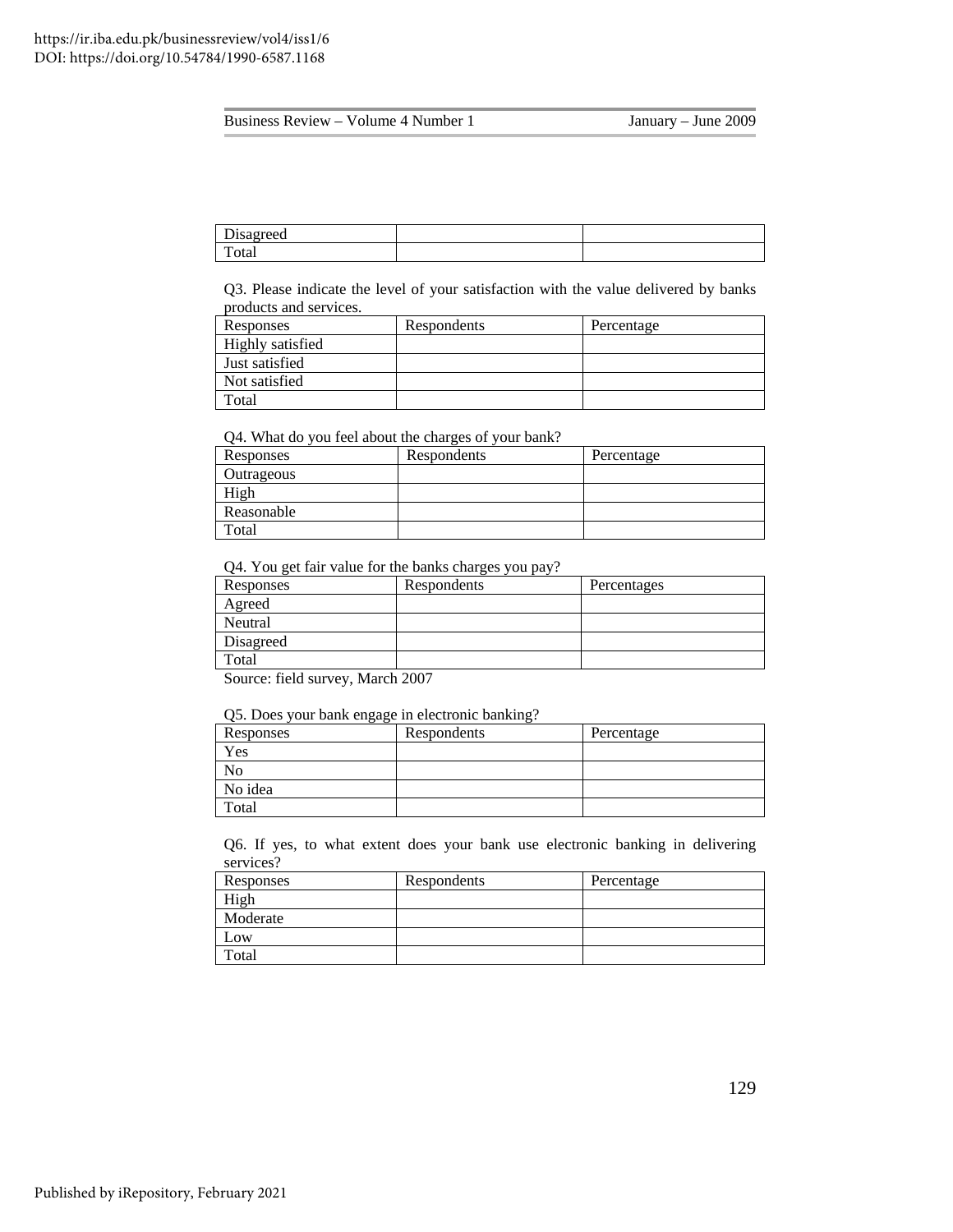| Disagreed | | |
|---|---|---|
| Total | | |

Q3. Please indicate the level of your satisfaction with the value delivered by banks products and services.

| Responses | Respondents | Percentage |
|---|---|---|
| Highly satisfied | | |
| Just satisfied | | |
| Not satisfied | | |
| Total | | |

Q4. What do you feel about the charges of your bank?

| Responses | Respondents | Percentage |
|---|---|---|
| Outrageous | | |
| High | | |
| Reasonable | | |
| Total | | |

Q4. You get fair value for the banks charges you pay?

| Responses | Respondents | Percentages |
|---|---|---|
| Agreed | | |
| Neutral | | |
| Disagreed | | |
| Total | | |

Source: field survey, March 2007

Q5. Does your bank engage in electronic banking?

| Responses | Respondents | Percentage |
|---|---|---|
| Yes | | |
| No | | |
| No idea | | |
| Total | | |

Q6. If yes, to what extent does your bank use electronic banking in delivering services?

| Responses | Respondents | Percentage |
|---|---|---|
| High | | |
| Moderate | | |
| Low | | |
| Total | | |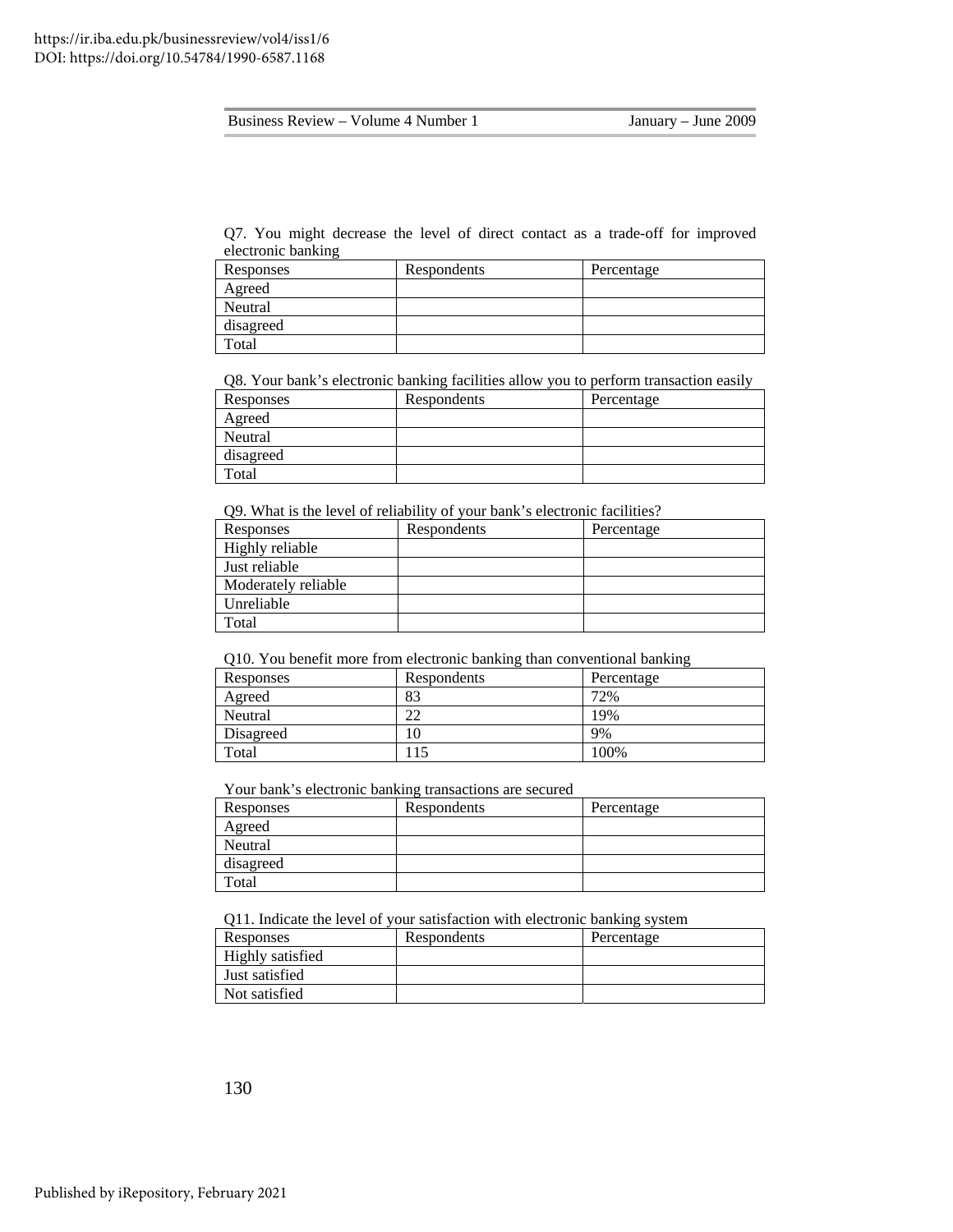Q7. You might decrease the level of direct contact as a trade-off for improved electronic banking

| Responses | Respondents | Percentage |
|---|---|---|
| Agreed | | |
| Neutral | | |
| disagreed | | |
| Total | | |

Q8. Your bank's electronic banking facilities allow you to perform transaction easily

| Responses | Respondents | Percentage |
|---|---|---|
| Agreed | | |
| Neutral | | |
| disagreed | | |
| Total | | |

Q9. What is the level of reliability of your bank's electronic facilities?

| Responses | Respondents | Percentage |
|---|---|---|
| Highly reliable | | |
| Just reliable | | |
| Moderately reliable | | |
| Unreliable | | |
| Total | | |

Q10. You benefit more from electronic banking than conventional banking

| Responses | Respondents | Percentage |
|---|---|---|
| Agreed | 83 | 72% |
| Neutral | 22 | 19% |
| Disagreed | 10 | 9% |
| Total | 115 | 100% |

Your bank's electronic banking transactions are secured

| Responses | Respondents | Percentage |
|---|---|---|
| Agreed | | |
| Neutral | | |
| disagreed | | |
| Total | | |

Q11. Indicate the level of your satisfaction with electronic banking system

| Responses | Respondents | Percentage |
|---|---|---|
| Highly satisfied | | |
| Just satisfied | | |
| Not satisfied | | |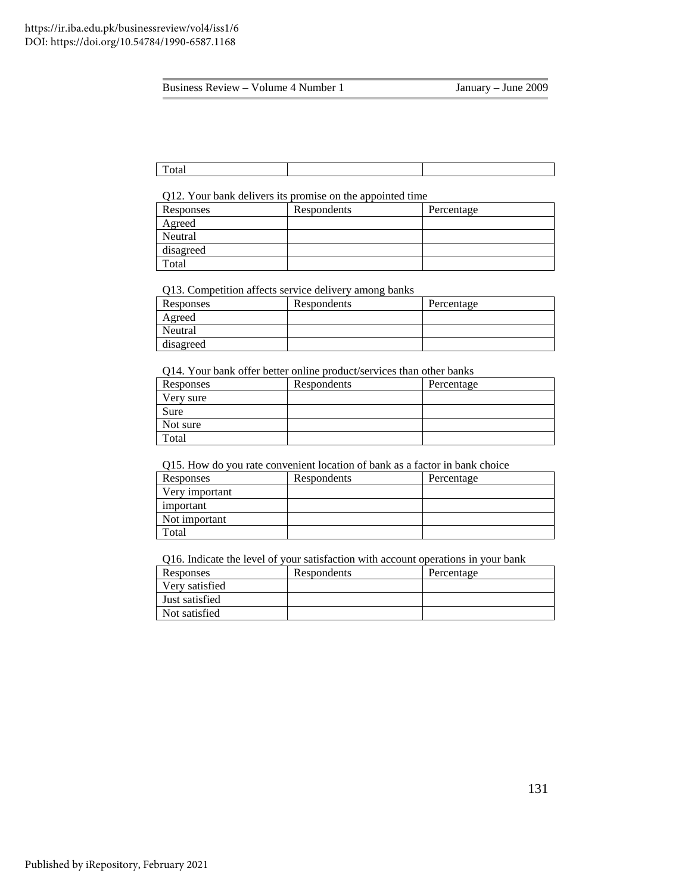| Total | | |
|---|---|---|

Q12. Your bank delivers its promise on the appointed time

| Responses | Respondents | Percentage |
|---|---|---|
| Agreed | | |
| Neutral | | |
| disagreed | | |
| Total | | |

Q13. Competition affects service delivery among banks

| Responses | Respondents | Percentage |
|---|---|---|
| Agreed | | |
| Neutral | | |
| disagreed | | |

Q14. Your bank offer better online product/services than other banks

| Responses | Respondents | Percentage |
|---|---|---|
| Very sure | | |
| Sure | | |
| Not sure | | |
| Total | | |

Q15. How do you rate convenient location of bank as a factor in bank choice

| Responses | Respondents | Percentage |
|---|---|---|
| Very important | | |
| important | | |
| Not important | | |
| Total | | |

Q16. Indicate the level of your satisfaction with account operations in your bank

| Responses | Respondents | Percentage |
|---|---|---|
| Very satisfied | | |
| Just satisfied | | |
| Not satisfied | | |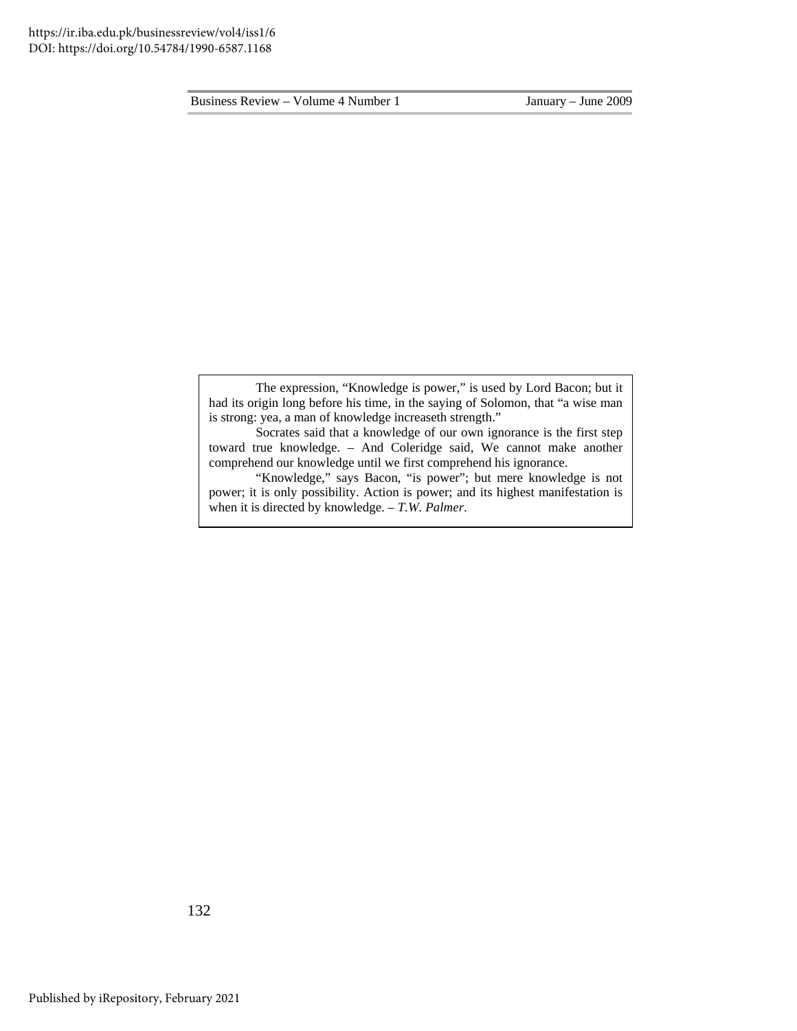The expression, “Knowledge is power,” is used by Lord Bacon; but it had its origin long before his time, in the saying of Solomon, that “a wise man is strong: yea, a man of knowledge increaseth strength.”

Socrates said that a knowledge of our own ignorance is the first step toward true knowledge. – And Coleridge said, We cannot make another comprehend our knowledge until we first comprehend his ignorance.

“Knowledge,” says Bacon, “is power”; but mere knowledge is not power; it is only possibility. Action is power; and its highest manifestation is when it is directed by knowledge. – *T.W. Palmer*.